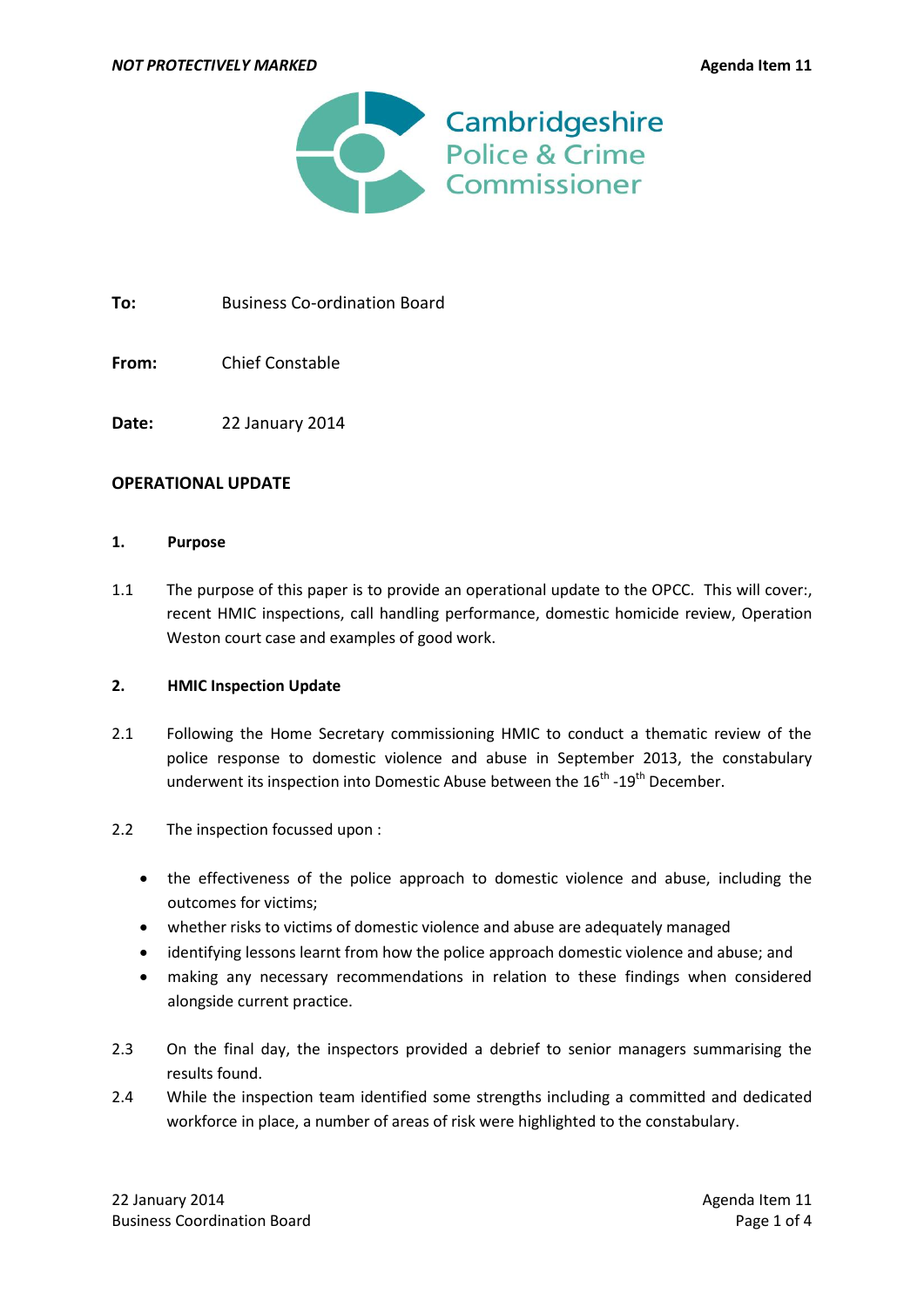NOT PROTECTIVELY MARKED

Agenda Item 11

Cambridgeshire Police & Crime Commissioner

**To:** Business Co-ordination Board

**From:** Chief Constable

**Date:** 22 January 2014

## OPERATIONAL UPDATE

### 1. Purpose

1.1 The purpose of this paper is to provide an operational update to the OPCC. This will cover:, recent HMIC inspections, call handling performance, domestic homicide review, Operation Weston court case and examples of good work.

### 2. HMIC Inspection Update

2.1 Following the Home Secretary commissioning HMIC to conduct a thematic review of the police response to domestic violence and abuse in September 2013, the constabulary underwent its inspection into Domestic Abuse between the 16th -19th December.

2.2 The inspection focussed upon :

- the effectiveness of the police approach to domestic violence and abuse, including the outcomes for victims;
- whether risks to victims of domestic violence and abuse are adequately managed
- identifying lessons learnt from how the police approach domestic violence and abuse; and
- making any necessary recommendations in relation to these findings when considered alongside current practice.

2.3 On the final day, the inspectors provided a debrief to senior managers summarising the results found.

2.4 While the inspection team identified some strengths including a committed and dedicated workforce in place, a number of areas of risk were highlighted to the constabulary.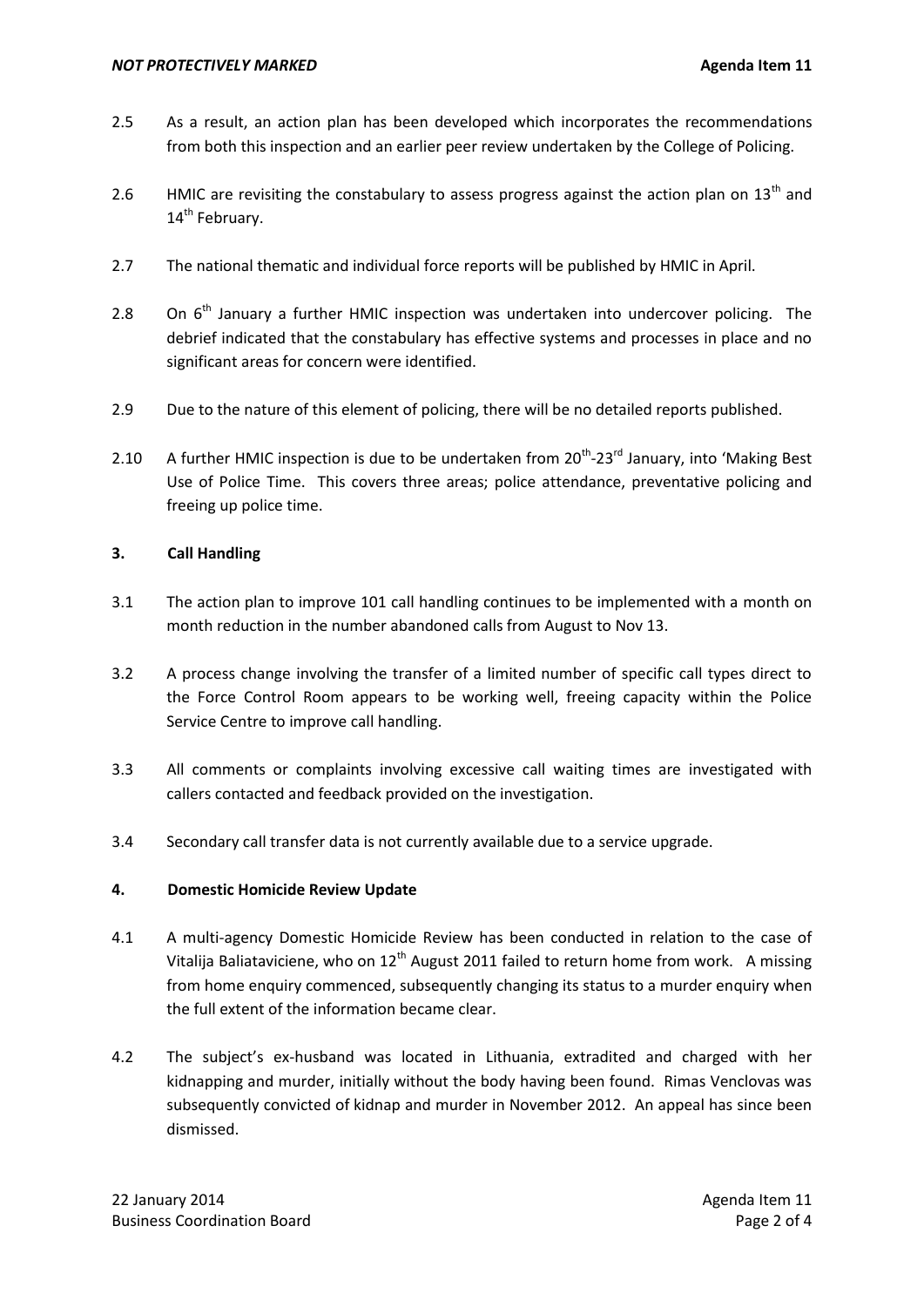2.5 As a result, an action plan has been developed which incorporates the recommendations from both this inspection and an earlier peer review undertaken by the College of Policing.

2.6 HMIC are revisiting the constabulary to assess progress against the action plan on 13th and 14th February.

2.7 The national thematic and individual force reports will be published by HMIC in April.

2.8 On 6th January a further HMIC inspection was undertaken into undercover policing. The debrief indicated that the constabulary has effective systems and processes in place and no significant areas for concern were identified.

2.9 Due to the nature of this element of policing, there will be no detailed reports published.

2.10 A further HMIC inspection is due to be undertaken from 20th-23rd January, into 'Making Best Use of Police Time. This covers three areas; police attendance, preventative policing and freeing up police time.

### 3. Call Handling

3.1 The action plan to improve 101 call handling continues to be implemented with a month on month reduction in the number abandoned calls from August to Nov 13.

3.2 A process change involving the transfer of a limited number of specific call types direct to the Force Control Room appears to be working well, freeing capacity within the Police Service Centre to improve call handling.

3.3 All comments or complaints involving excessive call waiting times are investigated with callers contacted and feedback provided on the investigation.

3.4 Secondary call transfer data is not currently available due to a service upgrade.

### 4. Domestic Homicide Review Update

4.1 A multi-agency Domestic Homicide Review has been conducted in relation to the case of Vitalija Baliataviciene, who on 12th August 2011 failed to return home from work. A missing from home enquiry commenced, subsequently changing its status to a murder enquiry when the full extent of the information became clear.

4.2 The subject's ex-husband was located in Lithuania, extradited and charged with her kidnapping and murder, initially without the body having been found. Rimas Venclovas was subsequently convicted of kidnap and murder in November 2012. An appeal has since been dismissed.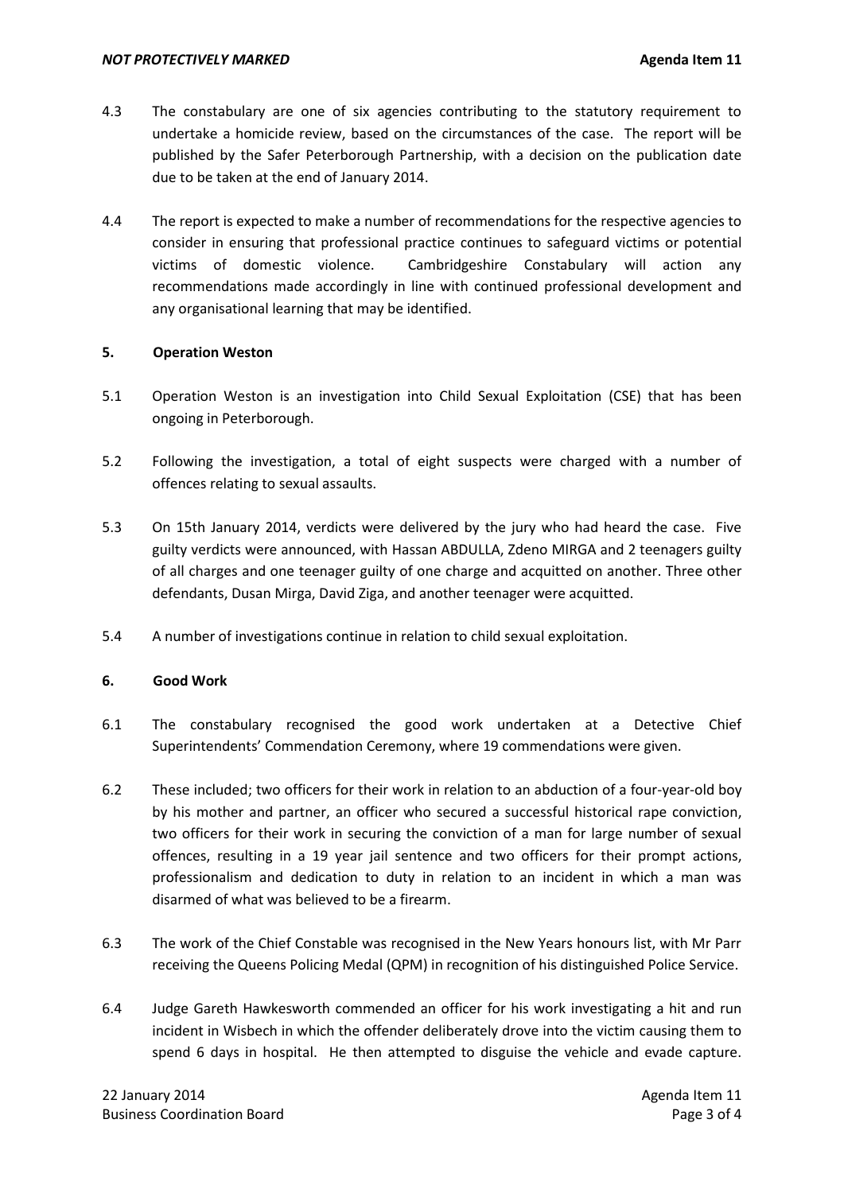4.3 The constabulary are one of six agencies contributing to the statutory requirement to undertake a homicide review, based on the circumstances of the case. The report will be published by the Safer Peterborough Partnership, with a decision on the publication date due to be taken at the end of January 2014.

4.4 The report is expected to make a number of recommendations for the respective agencies to consider in ensuring that professional practice continues to safeguard victims or potential victims of domestic violence. Cambridgeshire Constabulary will action any recommendations made accordingly in line with continued professional development and any organisational learning that may be identified.

## 5. Operation Weston

5.1 Operation Weston is an investigation into Child Sexual Exploitation (CSE) that has been ongoing in Peterborough.

5.2 Following the investigation, a total of eight suspects were charged with a number of offences relating to sexual assaults.

5.3 On 15th January 2014, verdicts were delivered by the jury who had heard the case. Five guilty verdicts were announced, with Hassan ABDULLA, Zdeno MIRGA and 2 teenagers guilty of all charges and one teenager guilty of one charge and acquitted on another. Three other defendants, Dusan Mirga, David Ziga, and another teenager were acquitted.

5.4 A number of investigations continue in relation to child sexual exploitation.

## 6. Good Work

6.1 The constabulary recognised the good work undertaken at a Detective Chief Superintendents' Commendation Ceremony, where 19 commendations were given.

6.2 These included; two officers for their work in relation to an abduction of a four-year-old boy by his mother and partner, an officer who secured a successful historical rape conviction, two officers for their work in securing the conviction of a man for large number of sexual offences, resulting in a 19 year jail sentence and two officers for their prompt actions, professionalism and dedication to duty in relation to an incident in which a man was disarmed of what was believed to be a firearm.

6.3 The work of the Chief Constable was recognised in the New Years honours list, with Mr Parr receiving the Queens Policing Medal (QPM) in recognition of his distinguished Police Service.

6.4 Judge Gareth Hawkesworth commended an officer for his work investigating a hit and run incident in Wisbech in which the offender deliberately drove into the victim causing them to spend 6 days in hospital. He then attempted to disguise the vehicle and evade capture.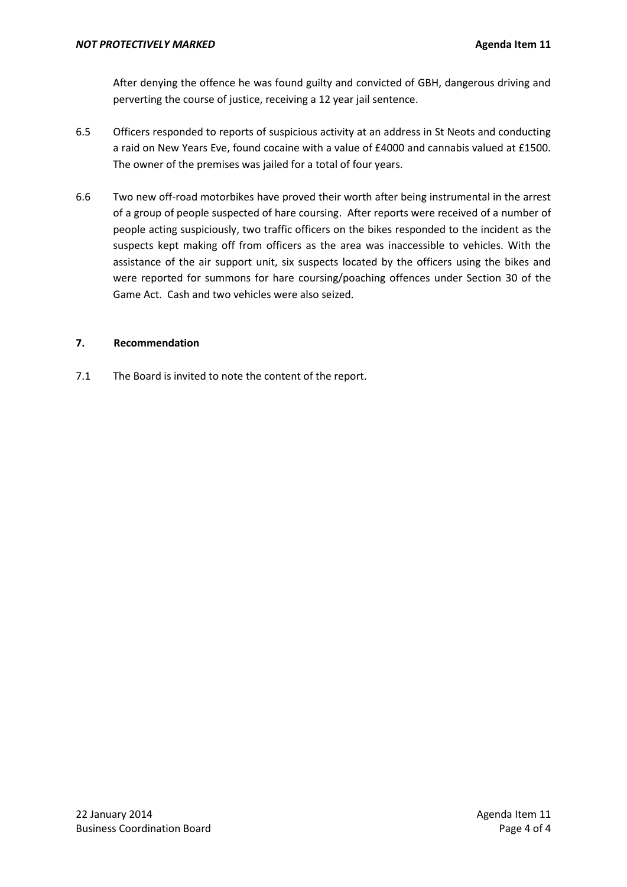After denying the offence he was found guilty and convicted of GBH, dangerous driving and perverting the course of justice, receiving a 12 year jail sentence.

6.5 Officers responded to reports of suspicious activity at an address in St Neots and conducting a raid on New Years Eve, found cocaine with a value of £4000 and cannabis valued at £1500. The owner of the premises was jailed for a total of four years.

6.6 Two new off-road motorbikes have proved their worth after being instrumental in the arrest of a group of people suspected of hare coursing. After reports were received of a number of people acting suspiciously, two traffic officers on the bikes responded to the incident as the suspects kept making off from officers as the area was inaccessible to vehicles. With the assistance of the air support unit, six suspects located by the officers using the bikes and were reported for summons for hare coursing/poaching offences under Section 30 of the Game Act. Cash and two vehicles were also seized.

## 7. Recommendation

7.1 The Board is invited to note the content of the report.